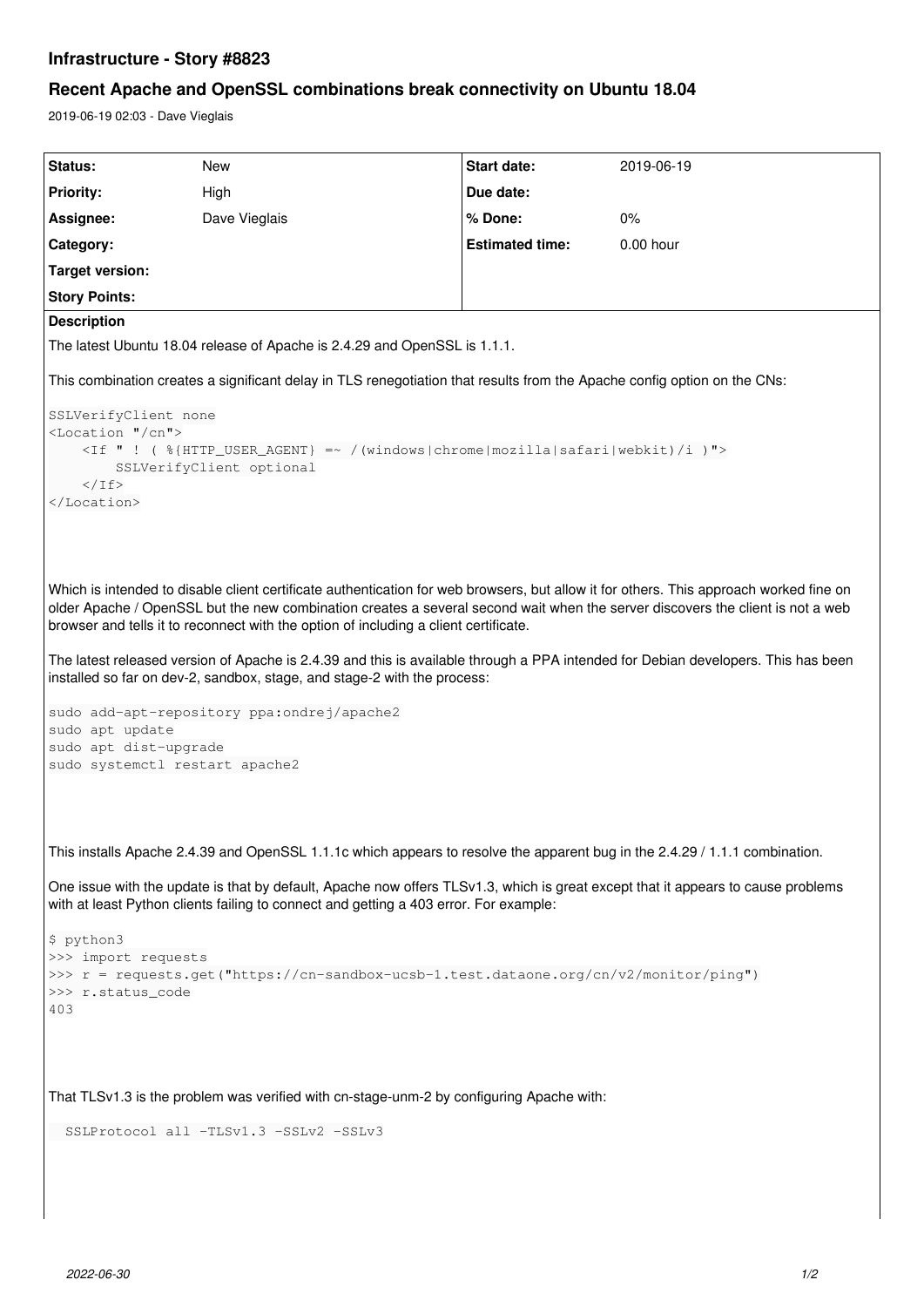# Infrastructure - Story #8823

## Recent Apache and OpenSSL combinations break connectivity on Ubuntu 18.04

2019-06-19 02:03 - Dave Vieglais

| Status: | New | Start date: | 2019-06-19 |
|---|---|---|---|
| Priority: | High | Due date: | |
| Assignee: | Dave Vieglais | % Done: | 0% |
| Category: | | Estimated time: | 0.00 hour |
| Target version: | | | |
| Story Points: | | | |

**Description**

The latest Ubuntu 18.04 release of Apache is 2.4.29 and OpenSSL is 1.1.1.

This combination creates a significant delay in TLS renegotiation that results from the Apache config option on the CNs:

```
SSLVerifyClient none
<Location "/cn">
    <If " ! ( %{HTTP_USER_AGENT} =~ /(windows|chrome|mozilla|safari|webkit)/i )">
        SSLVerifyClient optional
    </If>
</Location>
```

Which is intended to disable client certificate authentication for web browsers, but allow it for others. This approach worked fine on older Apache / OpenSSL but the new combination creates a several second wait when the server discovers the client is not a web browser and tells it to reconnect with the option of including a client certificate.

The latest released version of Apache is 2.4.39 and this is available through a PPA intended for Debian developers. This has been installed so far on dev-2, sandbox, stage, and stage-2 with the process:

```
sudo add-apt-repository ppa:ondrej/apache2
sudo apt update
sudo apt dist-upgrade
sudo systemctl restart apache2
```

This installs Apache 2.4.39 and OpenSSL 1.1.1c which appears to resolve the apparent bug in the 2.4.29 / 1.1.1 combination.

One issue with the update is that by default, Apache now offers TLSv1.3, which is great except that it appears to cause problems with at least Python clients failing to connect and getting a 403 error. For example:

```
$ python3
>>> import requests
>>> r = requests.get("https://cn-sandbox-ucsb-1.test.dataone.org/cn/v2/monitor/ping")
>>> r.status_code
403
```

That TLSv1.3 is the problem was verified with cn-stage-unm-2 by configuring Apache with:

```
  SSLProtocol all -TLSv1.3 -SSLv2 -SSLv3
```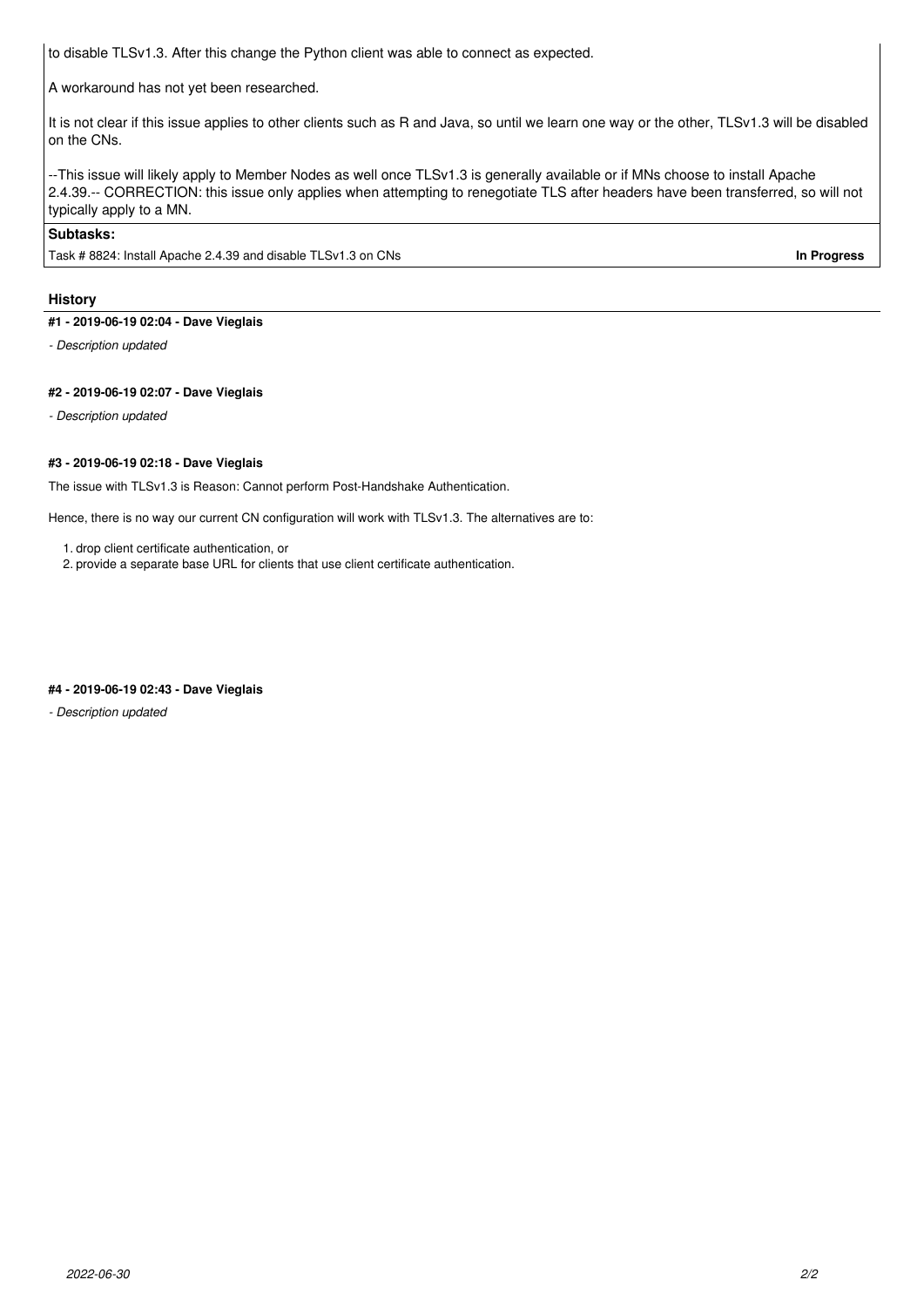to disable TLSv1.3. After this change the Python client was able to connect as expected.

A workaround has not yet been researched.

It is not clear if this issue applies to other clients such as R and Java, so until we learn one way or the other, TLSv1.3 will be disabled on the CNs.

--This issue will likely apply to Member Nodes as well once TLSv1.3 is generally available or if MNs choose to install Apache 2.4.39.-- CORRECTION: this issue only applies when attempting to renegotiate TLS after headers have been transferred, so will not typically apply to a MN.

**Subtasks:**

| | |
|---|---|
| Task # 8824: Install Apache 2.4.39 and disable TLSv1.3 on CNs | **In Progress** |

## History

### #1 - 2019-06-19 02:04 - Dave Vieglais

*- Description updated*

### #2 - 2019-06-19 02:07 - Dave Vieglais

*- Description updated*

### #3 - 2019-06-19 02:18 - Dave Vieglais

The issue with TLSv1.3 is Reason: Cannot perform Post-Handshake Authentication.

Hence, there is no way our current CN configuration will work with TLSv1.3. The alternatives are to:

1. drop client certificate authentication, or
2. provide a separate base URL for clients that use client certificate authentication.

### #4 - 2019-06-19 02:43 - Dave Vieglais

*- Description updated*